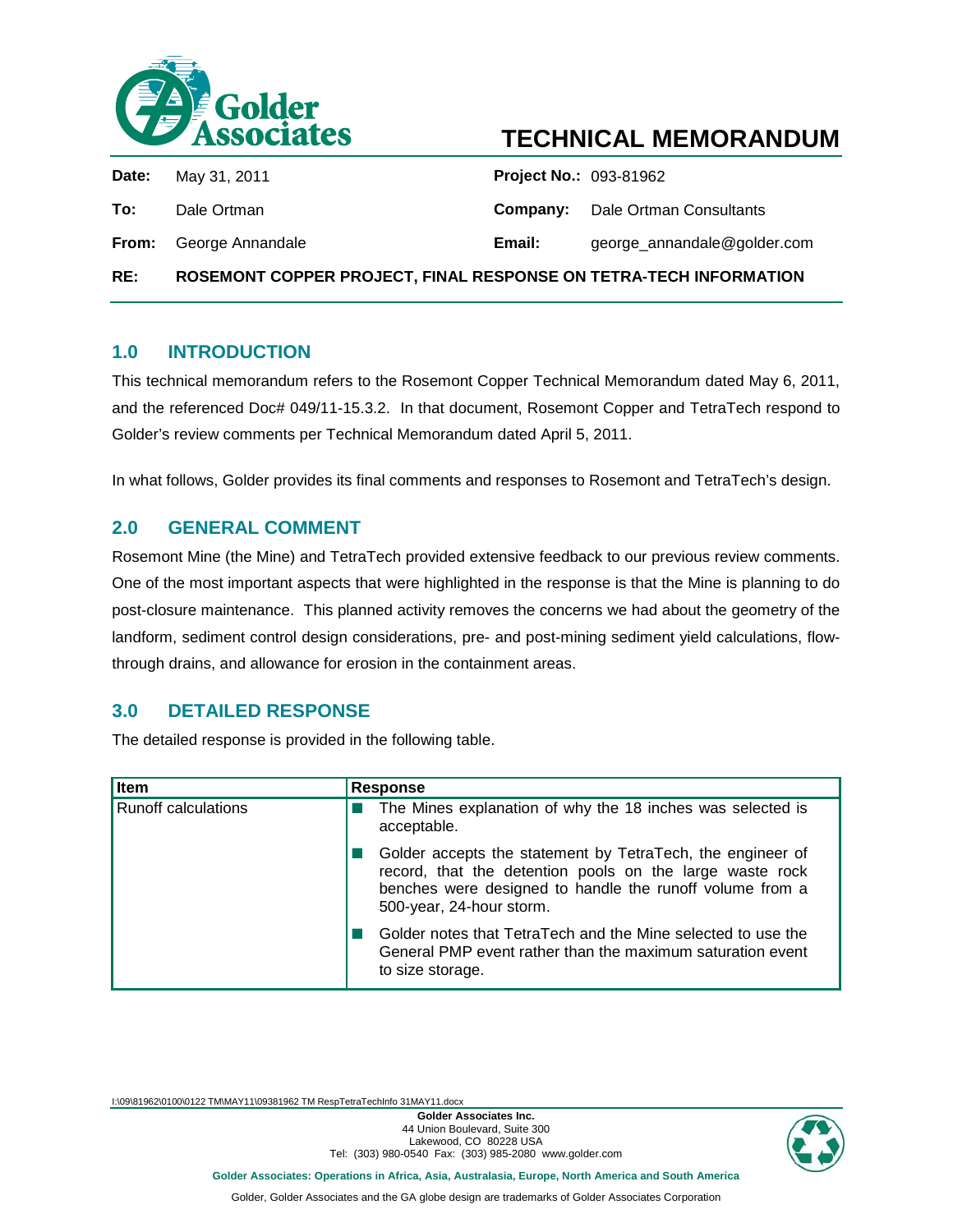Golder Associates

# TECHNICAL MEMORANDUM

| | | | |
|---|---|---|---|
| **Date:** | May 31, 2011 | **Project No.:** | 093-81962 |
| **To:** | Dale Ortman | **Company:** | Dale Ortman Consultants |
| **From:** | George Annandale | **Email:** | george_annandale@golder.com |

**RE: ROSEMONT COPPER PROJECT, FINAL RESPONSE ON TETRA-TECH INFORMATION**

## 1.0 INTRODUCTION

This technical memorandum refers to the Rosemont Copper Technical Memorandum dated May 6, 2011, and the referenced Doc# 049/11-15.3.2. In that document, Rosemont Copper and TetraTech respond to Golder's review comments per Technical Memorandum dated April 5, 2011.

In what follows, Golder provides its final comments and responses to Rosemont and TetraTech's design.

## 2.0 GENERAL COMMENT

Rosemont Mine (the Mine) and TetraTech provided extensive feedback to our previous review comments. One of the most important aspects that were highlighted in the response is that the Mine is planning to do post-closure maintenance. This planned activity removes the concerns we had about the geometry of the landform, sediment control design considerations, pre- and post-mining sediment yield calculations, flow-through drains, and allowance for erosion in the containment areas.

## 3.0 DETAILED RESPONSE

The detailed response is provided in the following table.

| Item | Response |
|---|---|
| Runoff calculations | ■ The Mines explanation of why the 18 inches was selected is acceptable.<br><br>■ Golder accepts the statement by TetraTech, the engineer of record, that the detention pools on the large waste rock benches were designed to handle the runoff volume from a 500-year, 24-hour storm.<br><br>■ Golder notes that TetraTech and the Mine selected to use the General PMP event rather than the maximum saturation event to size storage. |

I:\09\81962\0100\0122 TM\MAY11\09381962 TM RespTetraTechInfo 31MAY11.docx

**Golder Associates Inc.**
44 Union Boulevard, Suite 300
Lakewood, CO 80228 USA
Tel: (303) 980-0540 Fax: (303) 985-2080 www.golder.com

**Golder Associates: Operations in Africa, Asia, Australasia, Europe, North America and South America**

Golder, Golder Associates and the GA globe design are trademarks of Golder Associates Corporation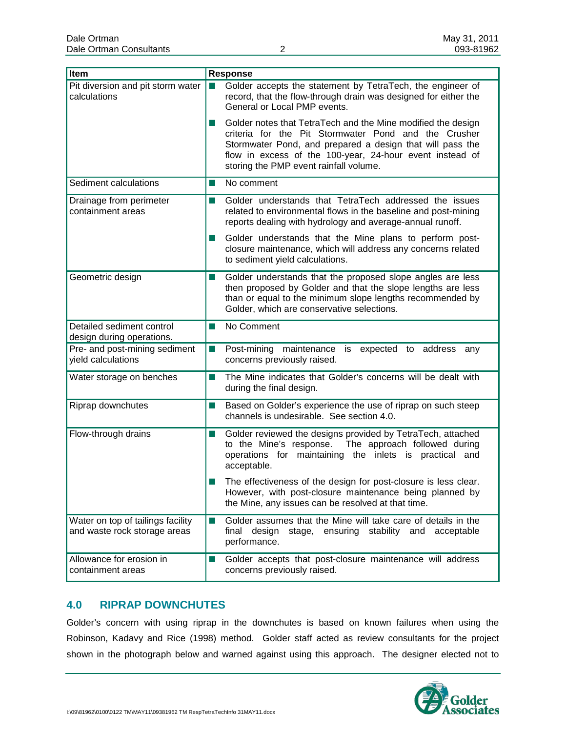| Item | Response |
|---|---|
| Pit diversion and pit storm water calculations | ■ Golder accepts the statement by TetraTech, the engineer of record, that the flow-through drain was designed for either the General or Local PMP events.<br><br>■ Golder notes that TetraTech and the Mine modified the design criteria for the Pit Stormwater Pond and the Crusher Stormwater Pond, and prepared a design that will pass the flow in excess of the 100-year, 24-hour event instead of storing the PMP event rainfall volume. |
| Sediment calculations | ■ No comment |
| Drainage from perimeter containment areas | ■ Golder understands that TetraTech addressed the issues related to environmental flows in the baseline and post-mining reports dealing with hydrology and average-annual runoff.<br><br>■ Golder understands that the Mine plans to perform post-closure maintenance, which will address any concerns related to sediment yield calculations. |
| Geometric design | ■ Golder understands that the proposed slope angles are less then proposed by Golder and that the slope lengths are less than or equal to the minimum slope lengths recommended by Golder, which are conservative selections. |
| Detailed sediment control design during operations. | ■ No Comment |
| Pre- and post-mining sediment yield calculations | ■ Post-mining maintenance is expected to address any concerns previously raised. |
| Water storage on benches | ■ The Mine indicates that Golder's concerns will be dealt with during the final design. |
| Riprap downchutes | ■ Based on Golder's experience the use of riprap on such steep channels is undesirable. See section 4.0. |
| Flow-through drains | ■ Golder reviewed the designs provided by TetraTech, attached to the Mine's response. The approach followed during operations for maintaining the inlets is practical and acceptable.<br><br>■ The effectiveness of the design for post-closure is less clear. However, with post-closure maintenance being planned by the Mine, any issues can be resolved at that time. |
| Water on top of tailings facility and waste rock storage areas | ■ Golder assumes that the Mine will take care of details in the final design stage, ensuring stability and acceptable performance. |
| Allowance for erosion in containment areas | ■ Golder accepts that post-closure maintenance will address concerns previously raised. |

## 4.0 RIPRAP DOWNCHUTES

Golder's concern with using riprap in the downchutes is based on known failures when using the Robinson, Kadavy and Rice (1998) method. Golder staff acted as review consultants for the project shown in the photograph below and warned against using this approach. The designer elected not to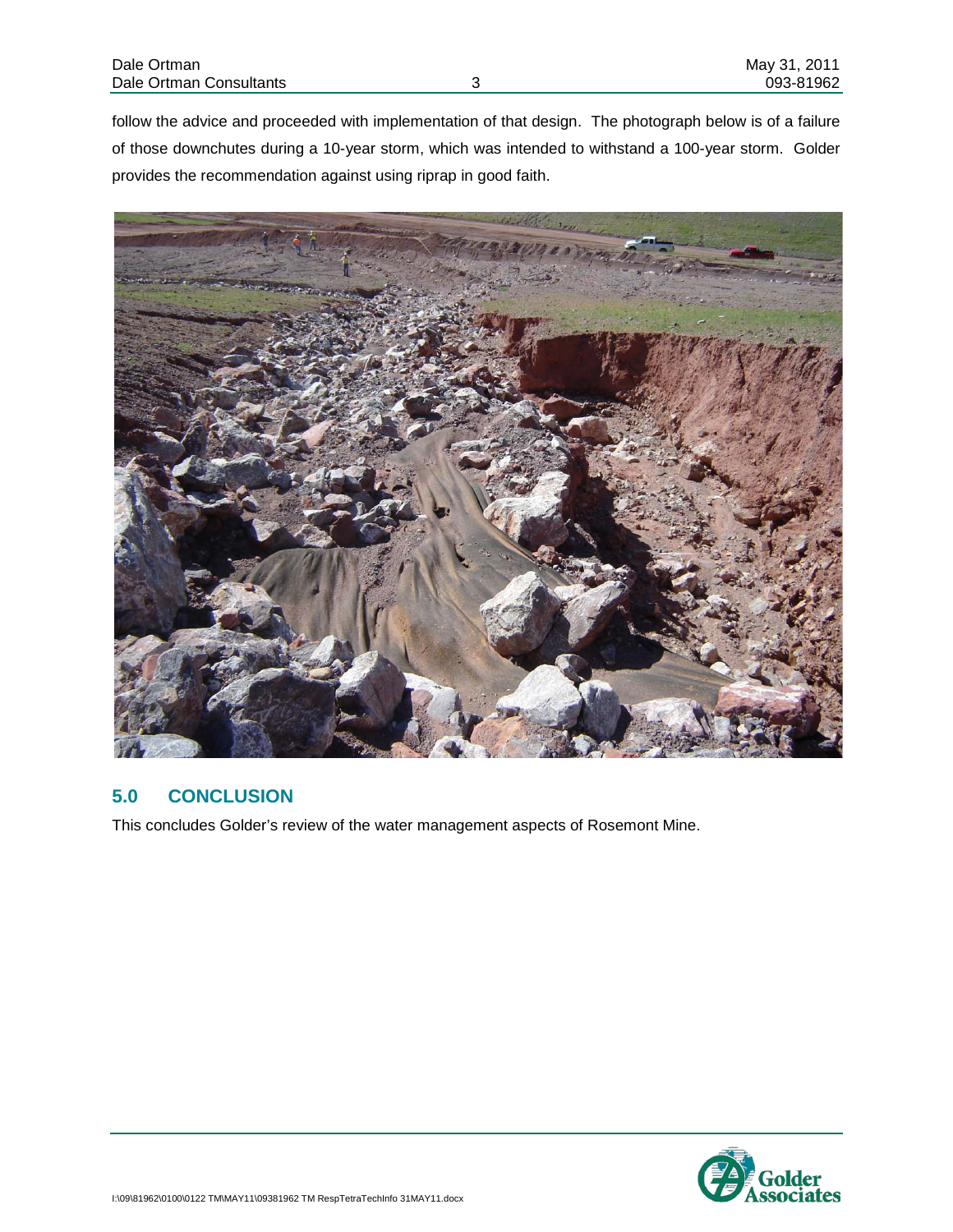follow the advice and proceeded with implementation of that design. The photograph below is of a failure of those downchutes during a 10-year storm, which was intended to withstand a 100-year storm. Golder provides the recommendation against using riprap in good faith.

## 5.0 CONCLUSION

This concludes Golder's review of the water management aspects of Rosemont Mine.